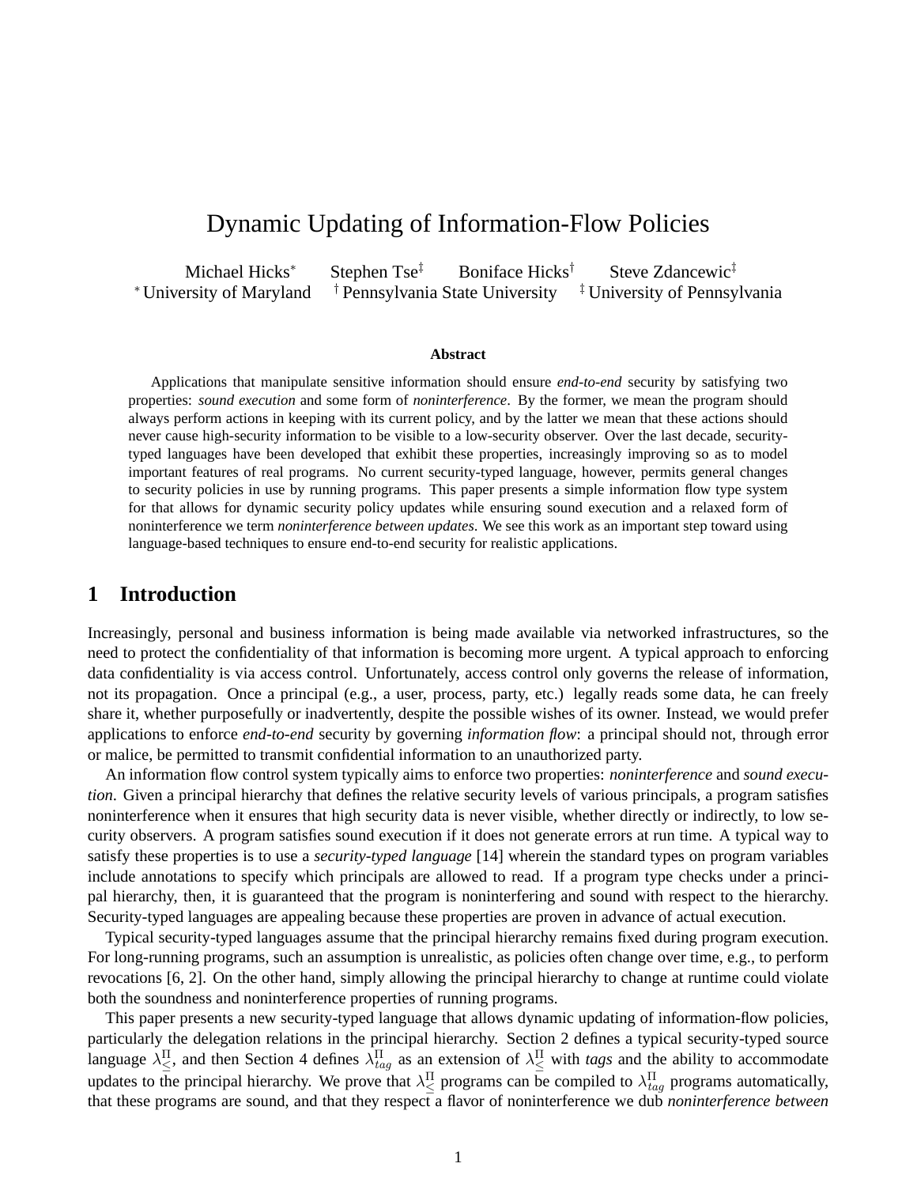# Dynamic Updating of Information-Flow Policies

Michael Hicks[*] Stephen Tse[‡] Boniface Hicks[†] Steve Zdancewic[‡]
[*] University of Maryland [†] Pennsylvania State University [‡] University of Pennsylvania

### Abstract

Applications that manipulate sensitive information should ensure *end-to-end* security by satisfying two properties: *sound execution* and some form of *noninterference*. By the former, we mean the program should always perform actions in keeping with its current policy, and by the latter we mean that these actions should never cause high-security information to be visible to a low-security observer. Over the last decade, security-typed languages have been developed that exhibit these properties, increasingly improving so as to model important features of real programs. No current security-typed language, however, permits general changes to security policies in use by running programs. This paper presents a simple information flow type system for that allows for dynamic security policy updates while ensuring sound execution and a relaxed form of noninterference we term *noninterference between updates*. We see this work as an important step toward using language-based techniques to ensure end-to-end security for realistic applications.

## 1 Introduction

Increasingly, personal and business information is being made available via networked infrastructures, so the need to protect the confidentiality of that information is becoming more urgent. A typical approach to enforcing data confidentiality is via access control. Unfortunately, access control only governs the release of information, not its propagation. Once a principal (e.g., a user, process, party, etc.) legally reads some data, he can freely share it, whether purposefully or inadvertently, despite the possible wishes of its owner. Instead, we would prefer applications to enforce *end-to-end* security by governing *information flow*: a principal should not, through error or malice, be permitted to transmit confidential information to an unauthorized party.

An information flow control system typically aims to enforce two properties: *noninterference* and *sound execution*. Given a principal hierarchy that defines the relative security levels of various principals, a program satisfies noninterference when it ensures that high security data is never visible, whether directly or indirectly, to low security observers. A program satisfies sound execution if it does not generate errors at run time. A typical way to satisfy these properties is to use a *security-typed language* [14] wherein the standard types on program variables include annotations to specify which principals are allowed to read. If a program type checks under a principal hierarchy, then, it is guaranteed that the program is noninterfering and sound with respect to the hierarchy. Security-typed languages are appealing because these properties are proven in advance of actual execution.

Typical security-typed languages assume that the principal hierarchy remains fixed during program execution. For long-running programs, such an assumption is unrealistic, as policies often change over time, e.g., to perform revocations [6, 2]. On the other hand, simply allowing the principal hierarchy to change at runtime could violate both the soundness and noninterference properties of running programs.

This paper presents a new security-typed language that allows dynamic updating of information-flow policies, particularly the delegation relations in the principal hierarchy. Section 2 defines a typical security-typed source language $\lambda^{\Pi}_{\leq}$, and then Section 4 defines $\lambda^{\Pi}_{tag}$ as an extension of $\lambda^{\Pi}_{\leq}$ with *tags* and the ability to accommodate updates to the principal hierarchy. We prove that $\lambda^{\Pi}_{\leq}$ programs can be compiled to $\lambda^{\Pi}_{tag}$ programs automatically, that these programs are sound, and that they respect a flavor of noninterference we dub *noninterference between*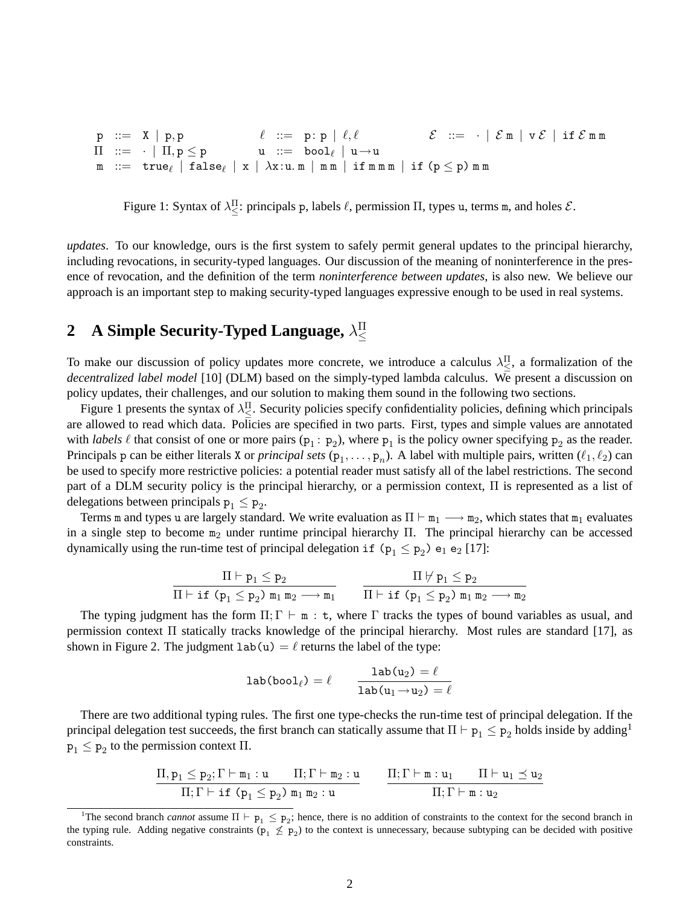$$
\begin{array}{llllll}
\mathtt{p} & ::= & \mathtt{X} \mid \mathtt{p},\mathtt{p} & \ell & ::= & \mathtt{p}:\mathtt{p} \mid \ell,\ell \qquad \mathcal{E} \; ::= \; \cdot \mid \mathcal{E}\,\mathtt{m} \mid \mathtt{v}\,\mathcal{E} \mid \mathtt{if}\,\mathcal{E}\,\mathtt{m}\,\mathtt{m} \\
\Pi & ::= & \cdot \mid \Pi, \mathtt{p} \leq \mathtt{p} & \mathtt{u} & ::= & \mathtt{bool}_\ell \mid \mathtt{u} \rightarrow \mathtt{u} \\
\mathtt{m} & ::= & \multicolumn{4}{l}{\mathtt{true}_\ell \mid \mathtt{false}_\ell \mid \mathtt{x} \mid \lambda \mathtt{x}{:}\mathtt{u}.\,\mathtt{m} \mid \mathtt{m}\,\mathtt{m} \mid \mathtt{if}\,\mathtt{m}\,\mathtt{m}\,\mathtt{m} \mid \mathtt{if}\ (\mathtt{p} \leq \mathtt{p})\ \mathtt{m}\,\mathtt{m}}
\end{array}
$$

Figure 1: Syntax of $\lambda^{\Pi}_{\leq}$: principals $\mathtt{p}$, labels $\ell$, permission $\Pi$, types $\mathtt{u}$, terms $\mathtt{m}$, and holes $\mathcal{E}$.

*updates*. To our knowledge, ours is the first system to safely permit general updates to the principal hierarchy, including revocations, in security-typed languages. Our discussion of the meaning of noninterference in the presence of revocation, and the definition of the term *noninterference between updates*, is also new. We believe our approach is an important step to making security-typed languages expressive enough to be used in real systems.

## 2 A Simple Security-Typed Language, $\lambda^{\Pi}_{\leq}$

To make our discussion of policy updates more concrete, we introduce a calculus $\lambda^{\Pi}_{\leq}$, a formalization of the *decentralized label model* [10] (DLM) based on the simply-typed lambda calculus. We present a discussion on policy updates, their challenges, and our solution to making them sound in the following two sections.

Figure 1 presents the syntax of $\lambda^{\Pi}_{\leq}$. Security policies specify confidentiality policies, defining which principals are allowed to read which data. Policies are specified in two parts. First, types and simple values are annotated with *labels* $\ell$ that consist of one or more pairs $(\mathtt{p}_1 : \mathtt{p}_2)$, where $\mathtt{p}_1$ is the policy owner specifying $\mathtt{p}_2$ as the reader. Principals $\mathtt{p}$ can be either literals $\mathtt{X}$ or *principal sets* $(\mathtt{p}_1, \ldots, \mathtt{p}_n)$. A label with multiple pairs, written $(\ell_1, \ell_2)$ can be used to specify more restrictive policies: a potential reader must satisfy all of the label restrictions. The second part of a DLM security policy is the principal hierarchy, or a permission context, $\Pi$ is represented as a list of delegations between principals $\mathtt{p}_1 \leq \mathtt{p}_2$.

Terms $\mathtt{m}$ and types $\mathtt{u}$ are largely standard. We write evaluation as $\Pi \vdash \mathtt{m}_1 \longrightarrow \mathtt{m}_2$, which states that $\mathtt{m}_1$ evaluates in a single step to become $\mathtt{m}_2$ under runtime principal hierarchy $\Pi$. The principal hierarchy can be accessed dynamically using the run-time test of principal delegation $\mathtt{if}\ (\mathtt{p}_1 \leq \mathtt{p}_2)\ \mathtt{e}_1\ \mathtt{e}_2$ [17]:

$$
\frac{\Pi \vdash \mathtt{p}_1 \leq \mathtt{p}_2}{\Pi \vdash \mathtt{if}\ (\mathtt{p}_1 \leq \mathtt{p}_2)\ \mathtt{m}_1\,\mathtt{m}_2 \longrightarrow \mathtt{m}_1}
\qquad
\frac{\Pi \not\vdash \mathtt{p}_1 \leq \mathtt{p}_2}{\Pi \vdash \mathtt{if}\ (\mathtt{p}_1 \leq \mathtt{p}_2)\ \mathtt{m}_1\,\mathtt{m}_2 \longrightarrow \mathtt{m}_2}
$$

The typing judgment has the form $\Pi; \Gamma \vdash \mathtt{m} : \mathtt{t}$, where $\Gamma$ tracks the types of bound variables as usual, and permission context $\Pi$ statically tracks knowledge of the principal hierarchy. Most rules are standard [17], as shown in Figure 2. The judgment $\mathtt{lab}(\mathtt{u}) = \ell$ returns the label of the type:

$$
\mathtt{lab}(\mathtt{bool}_\ell) = \ell \qquad \frac{\mathtt{lab}(\mathtt{u}_2) = \ell}{\mathtt{lab}(\mathtt{u}_1 \rightarrow \mathtt{u}_2) = \ell}
$$

There are two additional typing rules. The first one type-checks the run-time test of principal delegation. If the principal delegation test succeeds, the first branch can statically assume that $\Pi \vdash \mathtt{p}_1 \leq \mathtt{p}_2$ holds inside by adding[1] $\mathtt{p}_1 \leq \mathtt{p}_2$ to the permission context $\Pi$.

$$
\frac{\Pi, \mathtt{p}_1 \leq \mathtt{p}_2; \Gamma \vdash \mathtt{m}_1 : \mathtt{u} \qquad \Pi; \Gamma \vdash \mathtt{m}_2 : \mathtt{u}}{\Pi; \Gamma \vdash \mathtt{if}\ (\mathtt{p}_1 \leq \mathtt{p}_2)\ \mathtt{m}_1\,\mathtt{m}_2 : \mathtt{u}}
\qquad
\frac{\Pi; \Gamma \vdash \mathtt{m} : \mathtt{u}_1 \qquad \Pi \vdash \mathtt{u}_1 \preceq \mathtt{u}_2}{\Pi; \Gamma \vdash \mathtt{m} : \mathtt{u}_2}
$$

[1] The second branch *cannot* assume $\Pi \vdash \mathtt{p}_1 \leq \mathtt{p}_2$; hence, there is no addition of constraints to the context for the second branch in the typing rule. Adding negative constraints ($\mathtt{p}_1 \not\leq \mathtt{p}_2$) to the context is unnecessary, because subtyping can be decided with positive constraints.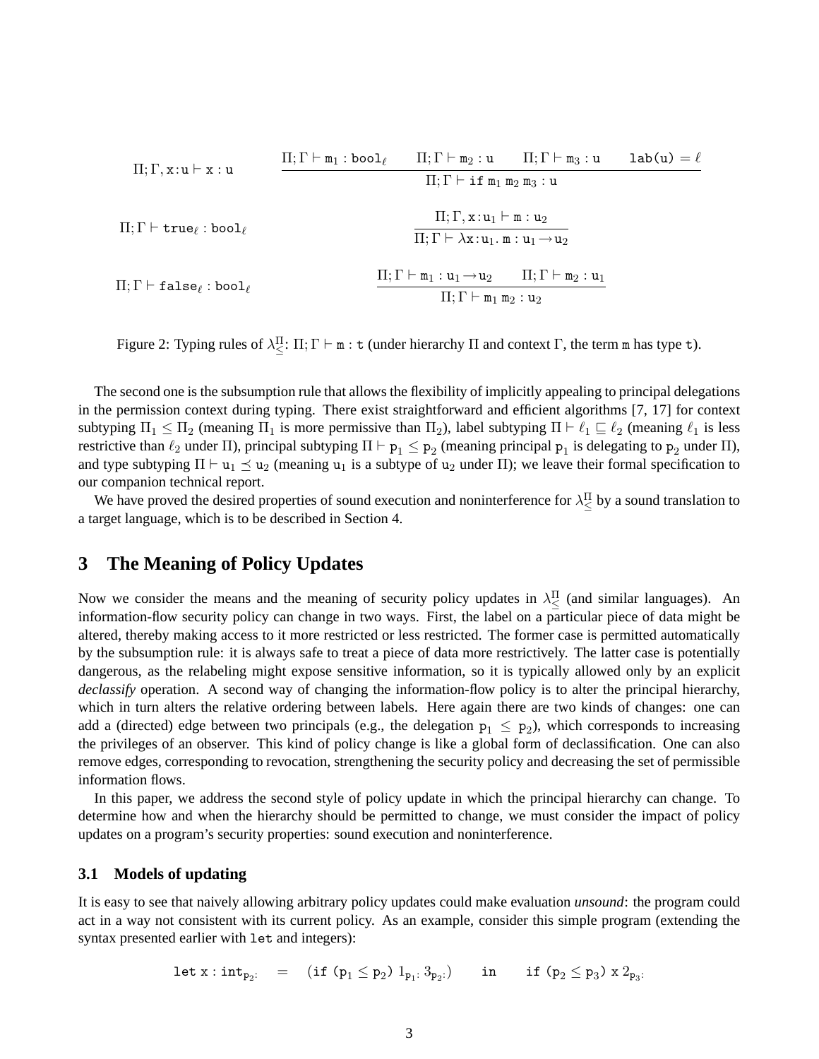$$\Pi; \Gamma, \mathtt{x}{:}\mathtt{u} \vdash \mathtt{x} : \mathtt{u} \qquad \frac{\Pi; \Gamma \vdash \mathtt{m}_1 : \mathtt{bool}_\ell \qquad \Pi; \Gamma \vdash \mathtt{m}_2 : \mathtt{u} \qquad \Pi; \Gamma \vdash \mathtt{m}_3 : \mathtt{u} \qquad \mathtt{lab}(\mathtt{u}) = \ell}{\Pi; \Gamma \vdash \mathtt{if}\ \mathtt{m}_1\ \mathtt{m}_2\ \mathtt{m}_3 : \mathtt{u}}$$

$$\Pi; \Gamma \vdash \mathtt{true}_\ell : \mathtt{bool}_\ell \qquad \frac{\Pi; \Gamma, \mathtt{x}{:}\mathtt{u}_1 \vdash \mathtt{m} : \mathtt{u}_2}{\Pi; \Gamma \vdash \lambda \mathtt{x}{:}\mathtt{u}_1.\, \mathtt{m} : \mathtt{u}_1 \to \mathtt{u}_2}$$

$$\Pi; \Gamma \vdash \mathtt{false}_\ell : \mathtt{bool}_\ell \qquad \frac{\Pi; \Gamma \vdash \mathtt{m}_1 : \mathtt{u}_1 \to \mathtt{u}_2 \qquad \Pi; \Gamma \vdash \mathtt{m}_2 : \mathtt{u}_1}{\Pi; \Gamma \vdash \mathtt{m}_1\ \mathtt{m}_2 : \mathtt{u}_2}$$

Figure 2: Typing rules of $\lambda^{\Pi}_{\leq}$: $\Pi; \Gamma \vdash \mathtt{m} : \mathtt{t}$ (under hierarchy $\Pi$ and context $\Gamma$, the term $\mathtt{m}$ has type $\mathtt{t}$).

The second one is the subsumption rule that allows the flexibility of implicitly appealing to principal delegations in the permission context during typing. There exist straightforward and efficient algorithms [7, 17] for context subtyping $\Pi_1 \leq \Pi_2$ (meaning $\Pi_1$ is more permissive than $\Pi_2$), label subtyping $\Pi \vdash \ell_1 \sqsubseteq \ell_2$ (meaning $\ell_1$ is less restrictive than $\ell_2$ under $\Pi$), principal subtyping $\Pi \vdash \mathtt{p}_1 \leq \mathtt{p}_2$ (meaning principal $\mathtt{p}_1$ is delegating to $\mathtt{p}_2$ under $\Pi$), and type subtyping $\Pi \vdash \mathtt{u}_1 \preceq \mathtt{u}_2$ (meaning $\mathtt{u}_1$ is a subtype of $\mathtt{u}_2$ under $\Pi$); we leave their formal specification to our companion technical report.

We have proved the desired properties of sound execution and noninterference for $\lambda^{\Pi}_{\leq}$ by a sound translation to a target language, which is to be described in Section 4.

# 3 The Meaning of Policy Updates

Now we consider the means and the meaning of security policy updates in $\lambda^{\Pi}_{\leq}$ (and similar languages). An information-flow security policy can change in two ways. First, the label on a particular piece of data might be altered, thereby making access to it more restricted or less restricted. The former case is permitted automatically by the subsumption rule: it is always safe to treat a piece of data more restrictively. The latter case is potentially dangerous, as the relabeling might expose sensitive information, so it is typically allowed only by an explicit *declassify* operation. A second way of changing the information-flow policy is to alter the principal hierarchy, which in turn alters the relative ordering between labels. Here again there are two kinds of changes: one can add a (directed) edge between two principals (e.g., the delegation $\mathtt{p}_1 \leq \mathtt{p}_2$), which corresponds to increasing the privileges of an observer. This kind of policy change is like a global form of declassification. One can also remove edges, corresponding to revocation, strengthening the security policy and decreasing the set of permissible information flows.

In this paper, we address the second style of policy update in which the principal hierarchy can change. To determine how and when the hierarchy should be permitted to change, we must consider the impact of policy updates on a program's security properties: sound execution and noninterference.

## 3.1 Models of updating

It is easy to see that naively allowing arbitrary policy updates could make evaluation *unsound*: the program could act in a way not consistent with its current policy. As an example, consider this simple program (extending the syntax presented earlier with `let` and integers):

$$\mathtt{let}\ \mathtt{x} : \mathtt{int}_{\mathtt{p}_2:} \quad = \quad (\mathtt{if}\ (\mathtt{p}_1 \leq \mathtt{p}_2)\ 1_{\mathtt{p}_1:}\ 3_{\mathtt{p}_2:}) \qquad \mathtt{in} \qquad \mathtt{if}\ (\mathtt{p}_2 \leq \mathtt{p}_3)\ \mathtt{x}\ 2_{\mathtt{p}_3:}$$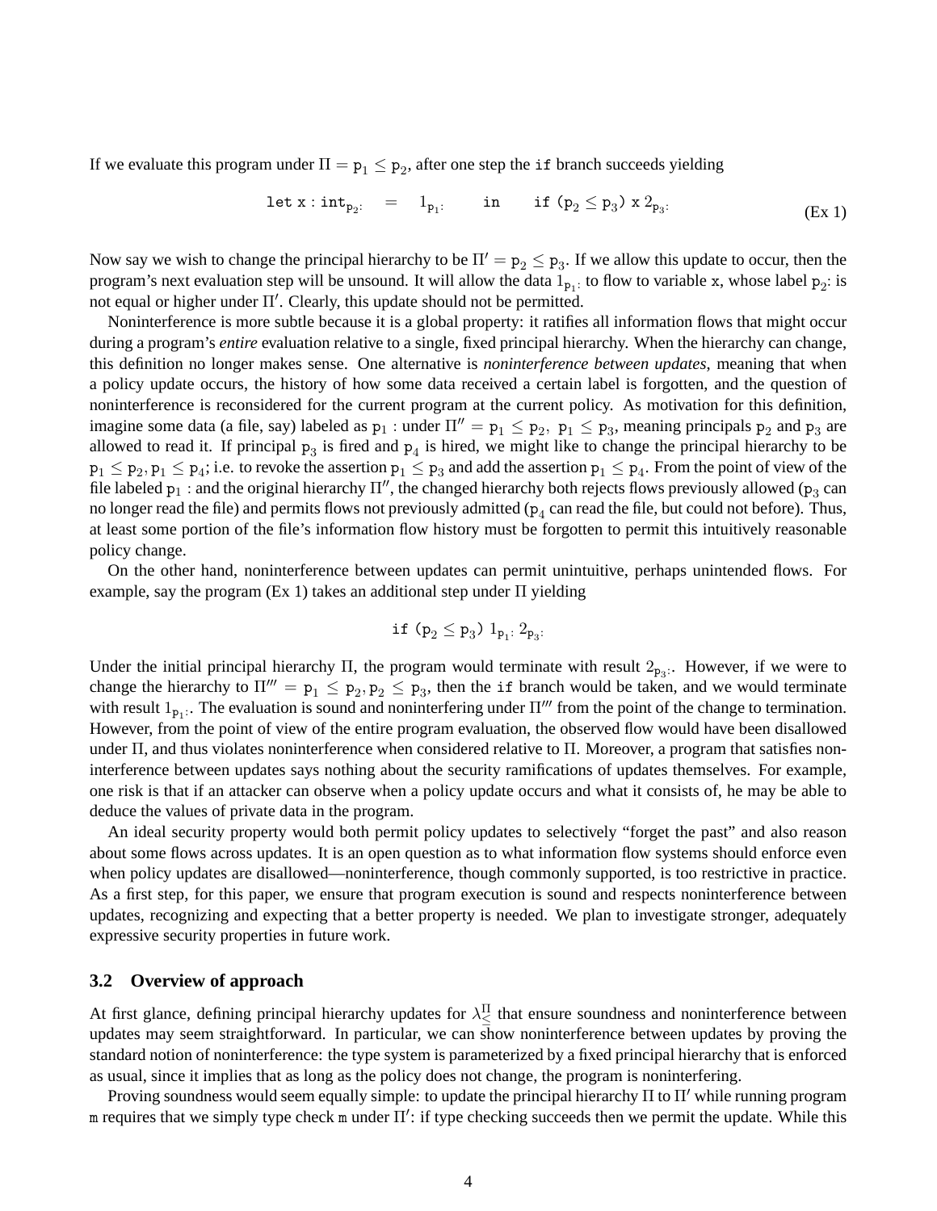If we evaluate this program under $\Pi = \mathtt{p}_1 \leq \mathtt{p}_2$, after one step the `if` branch succeeds yielding

$$\mathtt{let}\ \mathtt{x} : \mathtt{int}_{\mathtt{p}_2:} \quad = \quad 1_{\mathtt{p}_1:} \qquad \mathtt{in} \qquad \mathtt{if}\ (\mathtt{p}_2 \leq \mathtt{p}_3)\ \mathtt{x}\ 2_{\mathtt{p}_3:} \tag{Ex 1}$$

Now say we wish to change the principal hierarchy to be $\Pi' = \mathtt{p}_2 \leq \mathtt{p}_3$. If we allow this update to occur, then the program's next evaluation step will be unsound. It will allow the data $1_{\mathtt{p}_1:}$ to flow to variable `x`, whose label $\mathtt{p}_2$: is not equal or higher under $\Pi'$. Clearly, this update should not be permitted.

Noninterference is more subtle because it is a global property: it ratifies all information flows that might occur during a program's *entire* evaluation relative to a single, fixed principal hierarchy. When the hierarchy can change, this definition no longer makes sense. One alternative is *noninterference between updates*, meaning that when a policy update occurs, the history of how some data received a certain label is forgotten, and the question of noninterference is reconsidered for the current program at the current policy. As motivation for this definition, imagine some data (a file, say) labeled as $\mathtt{p}_1$ : under $\Pi'' = \mathtt{p}_1 \leq \mathtt{p}_2,\ \mathtt{p}_1 \leq \mathtt{p}_3$, meaning principals $\mathtt{p}_2$ and $\mathtt{p}_3$ are allowed to read it. If principal $\mathtt{p}_3$ is fired and $\mathtt{p}_4$ is hired, we might like to change the principal hierarchy to be $\mathtt{p}_1 \leq \mathtt{p}_2, \mathtt{p}_1 \leq \mathtt{p}_4$; i.e. to revoke the assertion $\mathtt{p}_1 \leq \mathtt{p}_3$ and add the assertion $\mathtt{p}_1 \leq \mathtt{p}_4$. From the point of view of the file labeled $\mathtt{p}_1$ : and the original hierarchy $\Pi''$, the changed hierarchy both rejects flows previously allowed ($\mathtt{p}_3$ can no longer read the file) and permits flows not previously admitted ($\mathtt{p}_4$ can read the file, but could not before). Thus, at least some portion of the file's information flow history must be forgotten to permit this intuitively reasonable policy change.

On the other hand, noninterference between updates can permit unintuitive, perhaps unintended flows. For example, say the program (Ex 1) takes an additional step under $\Pi$ yielding

$$\mathtt{if}\ (\mathtt{p}_2 \leq \mathtt{p}_3)\ 1_{\mathtt{p}_1:}\ 2_{\mathtt{p}_3:}$$

Under the initial principal hierarchy $\Pi$, the program would terminate with result $2_{\mathtt{p}_3:}$. However, if we were to change the hierarchy to $\Pi''' = \mathtt{p}_1 \leq \mathtt{p}_2, \mathtt{p}_2 \leq \mathtt{p}_3$, then the `if` branch would be taken, and we would terminate with result $1_{\mathtt{p}_1:}$. The evaluation is sound and noninterfering under $\Pi'''$ from the point of the change to termination. However, from the point of view of the entire program evaluation, the observed flow would have been disallowed under $\Pi$, and thus violates noninterference when considered relative to $\Pi$. Moreover, a program that satisfies noninterference between updates says nothing about the security ramifications of updates themselves. For example, one risk is that if an attacker can observe when a policy update occurs and what it consists of, he may be able to deduce the values of private data in the program.

An ideal security property would both permit policy updates to selectively "forget the past" and also reason about some flows across updates. It is an open question as to what information flow systems should enforce even when policy updates are disallowed—noninterference, though commonly supported, is too restrictive in practice. As a first step, for this paper, we ensure that program execution is sound and respects noninterference between updates, recognizing and expecting that a better property is needed. We plan to investigate stronger, adequately expressive security properties in future work.

### 3.2 Overview of approach

At first glance, defining principal hierarchy updates for $\lambda^{\Pi}_{\leq}$ that ensure soundness and noninterference between updates may seem straightforward. In particular, we can show noninterference between updates by proving the standard notion of noninterference: the type system is parameterized by a fixed principal hierarchy that is enforced as usual, since it implies that as long as the policy does not change, the program is noninterfering.

Proving soundness would seem equally simple: to update the principal hierarchy $\Pi$ to $\Pi'$ while running program `m` requires that we simply type check `m` under $\Pi'$: if type checking succeeds then we permit the update. While this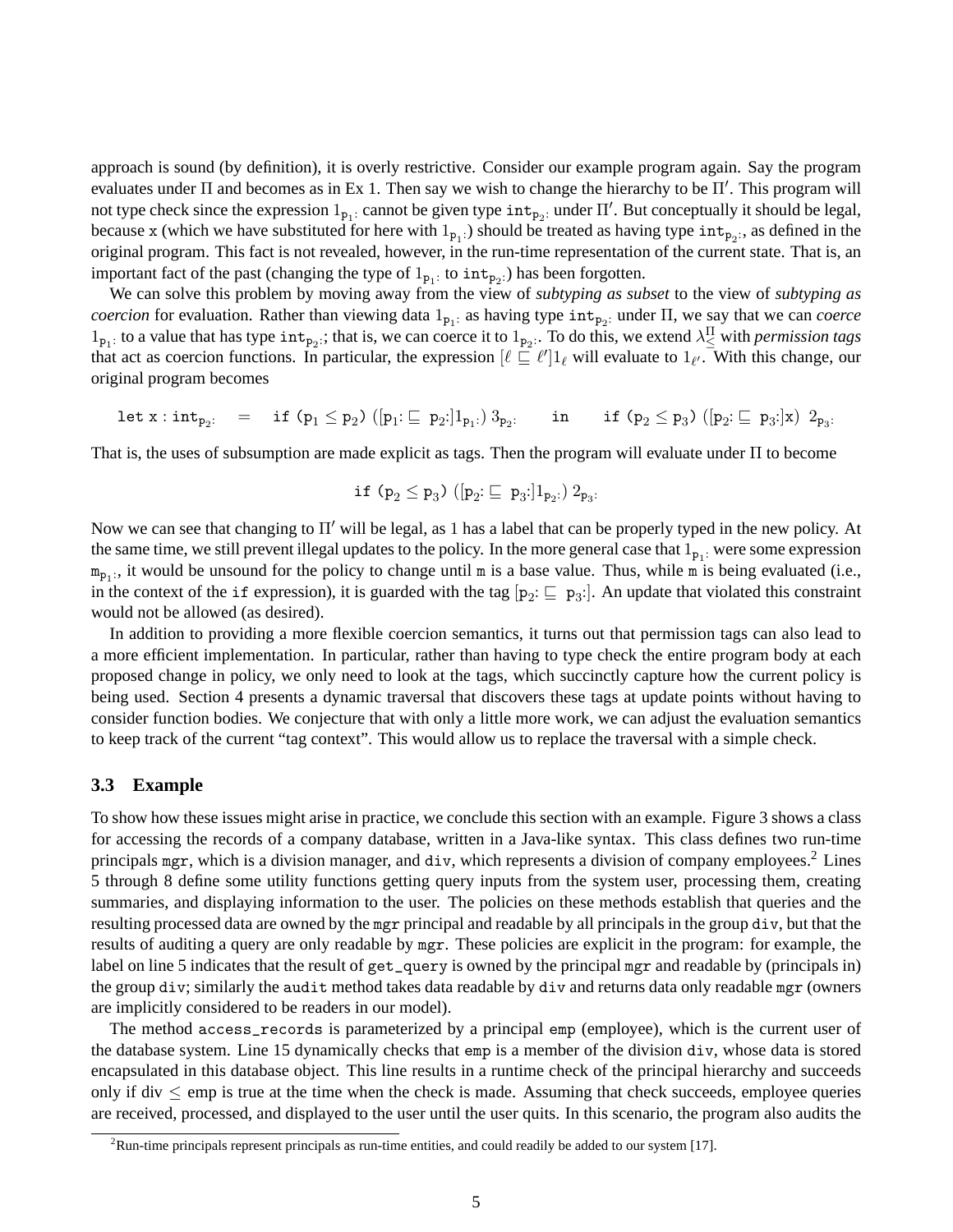approach is sound (by definition), it is overly restrictive. Consider our example program again. Say the program evaluates under $\Pi$ and becomes as in Ex 1. Then say we wish to change the hierarchy to be $\Pi'$. This program will not type check since the expression $1_{\mathtt{p}_1:}$ cannot be given type $\mathtt{int}_{\mathtt{p}_2:}$ under $\Pi'$. But conceptually it should be legal, because x (which we have substituted for here with $1_{\mathtt{p}_1:}$) should be treated as having type $\mathtt{int}_{\mathtt{p}_2:}$, as defined in the original program. This fact is not revealed, however, in the run-time representation of the current state. That is, an important fact of the past (changing the type of $1_{\mathtt{p}_1:}$ to $\mathtt{int}_{\mathtt{p}_2:}$) has been forgotten.

We can solve this problem by moving away from the view of *subtyping as subset* to the view of *subtyping as coercion* for evaluation. Rather than viewing data $1_{\mathtt{p}_1:}$ as having type $\mathtt{int}_{\mathtt{p}_2:}$ under $\Pi$, we say that we can *coerce* $1_{\mathtt{p}_1:}$ to a value that has type $\mathtt{int}_{\mathtt{p}_2:}$; that is, we can coerce it to $1_{\mathtt{p}_2:}$. To do this, we extend $\lambda^{\Pi}_{\leq}$ with *permission tags* that act as coercion functions. In particular, the expression $[\ell \sqsubseteq \ell']1_\ell$ will evaluate to $1_{\ell'}$. With this change, our original program becomes

$$\mathtt{let}\ \mathtt{x} : \mathtt{int}_{\mathtt{p}_2:} \quad = \quad \mathtt{if}\ (\mathtt{p}_1 \leq \mathtt{p}_2)\ ([\mathtt{p}_1{:} \sqsubseteq\ \mathtt{p}_2{:}]1_{\mathtt{p}_1:})\ 3_{\mathtt{p}_2:} \qquad \mathtt{in} \qquad \mathtt{if}\ (\mathtt{p}_2 \leq \mathtt{p}_3)\ ([\mathtt{p}_2{:} \sqsubseteq\ \mathtt{p}_3{:}]\mathtt{x})\ 2_{\mathtt{p}_3:}$$

That is, the uses of subsumption are made explicit as tags. Then the program will evaluate under $\Pi$ to become

$$\mathtt{if}\ (\mathtt{p}_2 \leq \mathtt{p}_3)\ ([\mathtt{p}_2{:} \sqsubseteq\ \mathtt{p}_3{:}]1_{\mathtt{p}_2:})\ 2_{\mathtt{p}_3:}$$

Now we can see that changing to $\Pi'$ will be legal, as 1 has a label that can be properly typed in the new policy. At the same time, we still prevent illegal updates to the policy. In the more general case that $1_{\mathtt{p}_1:}$ were some expression $\mathtt{m}_{\mathtt{p}_1:}$, it would be unsound for the policy to change until m is a base value. Thus, while m is being evaluated (i.e., in the context of the if expression), it is guarded with the tag $[\mathtt{p}_2{:} \sqsubseteq\ \mathtt{p}_3{:}]$. An update that violated this constraint would not be allowed (as desired).

In addition to providing a more flexible coercion semantics, it turns out that permission tags can also lead to a more efficient implementation. In particular, rather than having to type check the entire program body at each proposed change in policy, we only need to look at the tags, which succinctly capture how the current policy is being used. Section 4 presents a dynamic traversal that discovers these tags at update points without having to consider function bodies. We conjecture that with only a little more work, we can adjust the evaluation semantics to keep track of the current "tag context". This would allow us to replace the traversal with a simple check.

### 3.3 Example

To show how these issues might arise in practice, we conclude this section with an example. Figure 3 shows a class for accessing the records of a company database, written in a Java-like syntax. This class defines two run-time principals mgr, which is a division manager, and div, which represents a division of company employees.[2] Lines 5 through 8 define some utility functions getting query inputs from the system user, processing them, creating summaries, and displaying information to the user. The policies on these methods establish that queries and the resulting processed data are owned by the mgr principal and readable by all principals in the group div, but that the results of auditing a query are only readable by mgr. These policies are explicit in the program: for example, the label on line 5 indicates that the result of get_query is owned by the principal mgr and readable by (principals in) the group div; similarly the audit method takes data readable by div and returns data only readable mgr (owners are implicitly considered to be readers in our model).

The method access_records is parameterized by a principal emp (employee), which is the current user of the database system. Line 15 dynamically checks that emp is a member of the division div, whose data is stored encapsulated in this database object. This line results in a runtime check of the principal hierarchy and succeeds only if div $\leq$ emp is true at the time when the check is made. Assuming that check succeeds, employee queries are received, processed, and displayed to the user until the user quits. In this scenario, the program also audits the

[2] Run-time principals represent principals as run-time entities, and could readily be added to our system [17].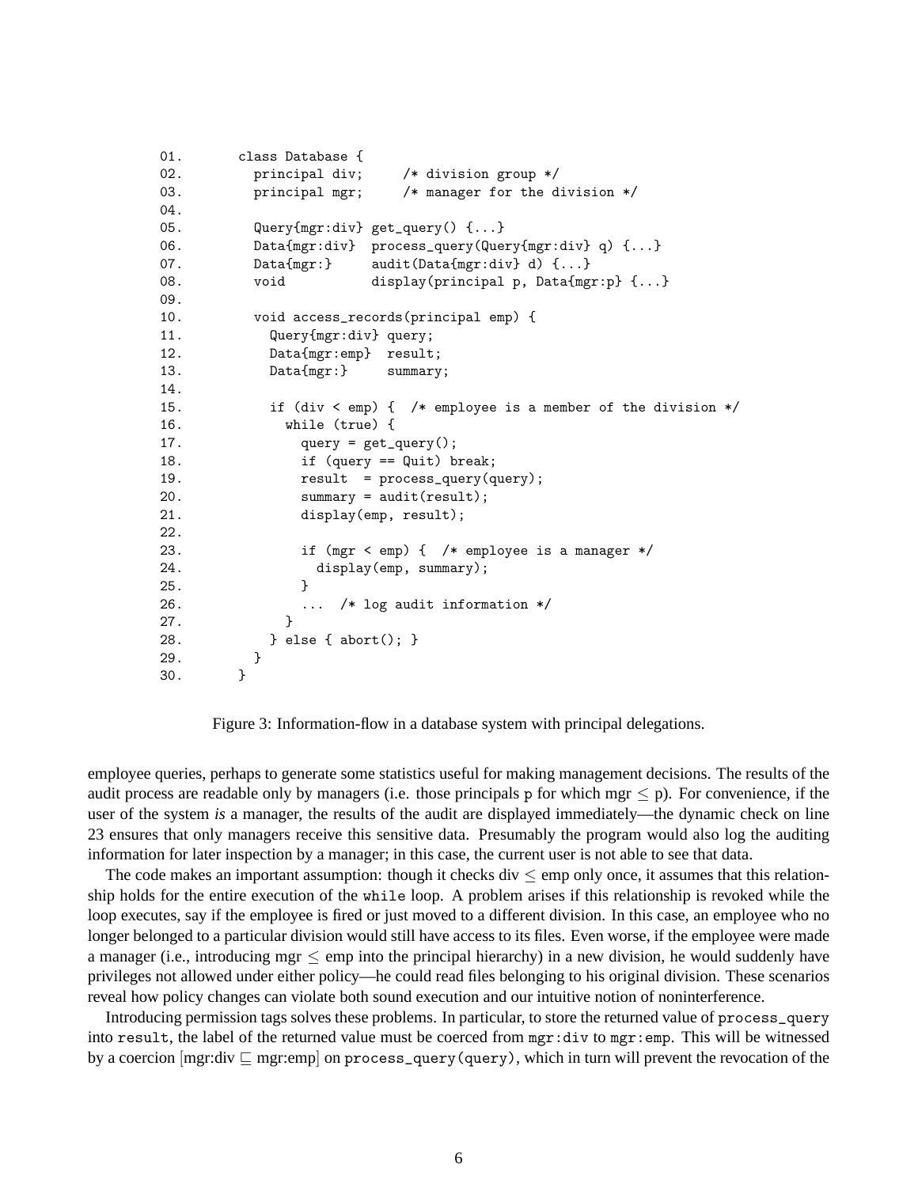```
01.     class Database {
02.       principal div;     /* division group */
03.       principal mgr;     /* manager for the division */
04.
05.       Query{mgr:div} get_query() {...}
06.       Data{mgr:div}  process_query(Query{mgr:div} q) {...}
07.       Data{mgr:}     audit(Data{mgr:div} d) {...}
08.       void           display(principal p, Data{mgr:p} {...}
09.
10.       void access_records(principal emp) {
11.         Query{mgr:div} query;
12.         Data{mgr:emp}  result;
13.         Data{mgr:}     summary;
14.
15.         if (div < emp) {  /* employee is a member of the division */
16.           while (true) {
17.             query = get_query();
18.             if (query == Quit) break;
19.             result  = process_query(query);
20.             summary = audit(result);
21.             display(emp, result);
22.
23.             if (mgr < emp) {  /* employee is a manager */
24.               display(emp, summary);
25.             }
26.             ...  /* log audit information */
27.           }
28.         } else { abort(); }
29.       }
30.     }
```

Figure 3: Information-flow in a database system with principal delegations.

employee queries, perhaps to generate some statistics useful for making management decisions. The results of the audit process are readable only by managers (i.e. those principals p for which mgr $\leq$ p). For convenience, if the user of the system *is* a manager, the results of the audit are displayed immediately—the dynamic check on line 23 ensures that only managers receive this sensitive data. Presumably the program would also log the auditing information for later inspection by a manager; in this case, the current user is not able to see that data.

The code makes an important assumption: though it checks div $\leq$ emp only once, it assumes that this relationship holds for the entire execution of the `while` loop. A problem arises if this relationship is revoked while the loop executes, say if the employee is fired or just moved to a different division. In this case, an employee who no longer belonged to a particular division would still have access to its files. Even worse, if the employee were made a manager (i.e., introducing mgr $\leq$ emp into the principal hierarchy) in a new division, he would suddenly have privileges not allowed under either policy—he could read files belonging to his original division. These scenarios reveal how policy changes can violate both sound execution and our intuitive notion of noninterference.

Introducing permission tags solves these problems. In particular, to store the returned value of `process_query` into `result`, the label of the returned value must be coerced from `mgr:div` to `mgr:emp`. This will be witnessed by a coercion [mgr:div $\sqsubseteq$ mgr:emp] on `process_query(query)`, which in turn will prevent the revocation of the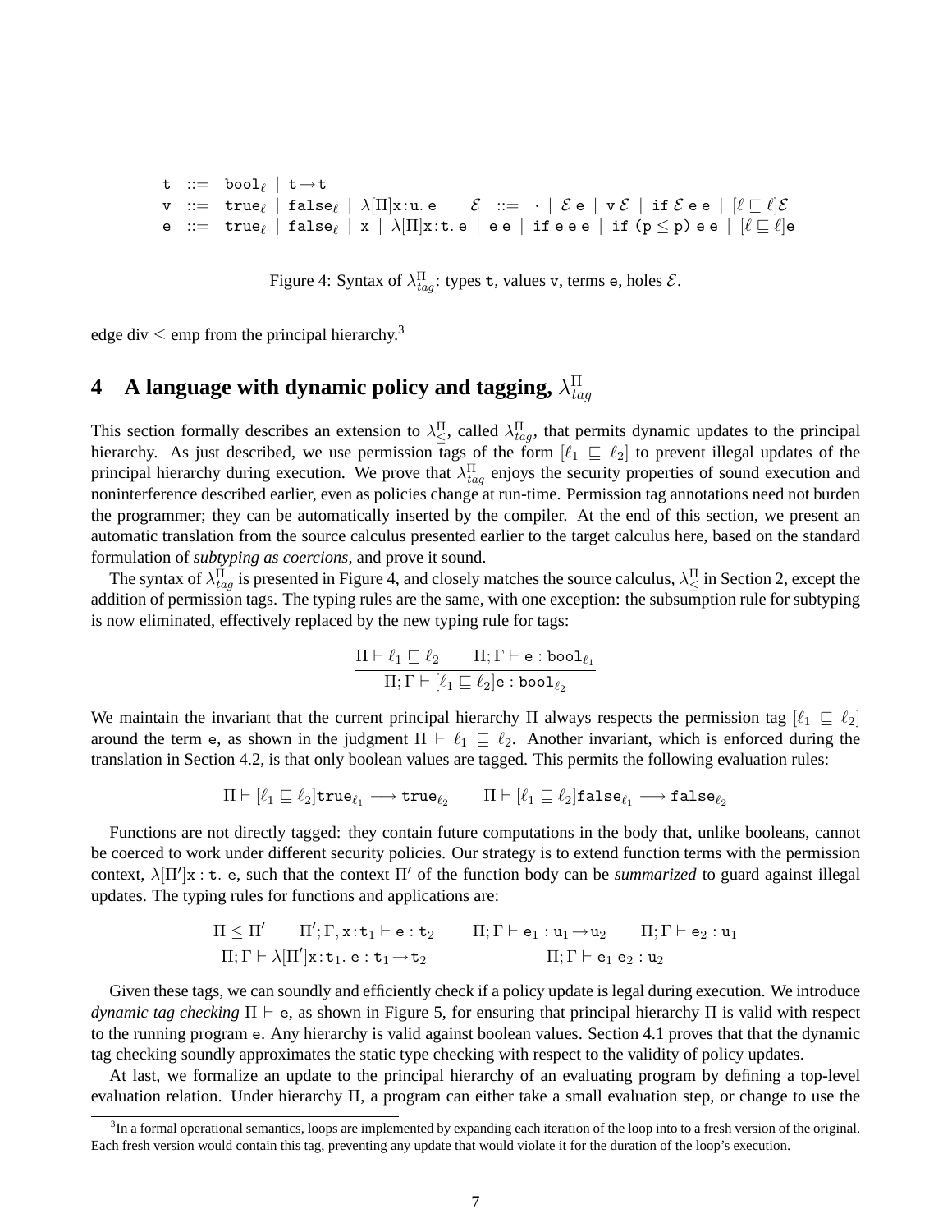$$
\begin{array}{lcl}
\mathtt{t} & ::= & \mathtt{bool}_\ell \mid \mathtt{t} \rightarrow \mathtt{t} \\
\mathtt{v} & ::= & \mathtt{true}_\ell \mid \mathtt{false}_\ell \mid \lambda[\Pi]\mathtt{x}:\mathtt{u}.\ \mathtt{e} \qquad \mathcal{E} \ ::= \ \cdot \mid \mathcal{E}\ \mathtt{e} \mid \mathtt{v}\ \mathcal{E} \mid \mathtt{if}\ \mathcal{E}\ \mathtt{e}\ \mathtt{e} \mid [\ell \sqsubseteq \ell]\mathcal{E} \\
\mathtt{e} & ::= & \mathtt{true}_\ell \mid \mathtt{false}_\ell \mid \mathtt{x} \mid \lambda[\Pi]\mathtt{x}:\mathtt{t}.\ \mathtt{e} \mid \mathtt{e}\ \mathtt{e} \mid \mathtt{if}\ \mathtt{e}\ \mathtt{e}\ \mathtt{e} \mid \mathtt{if}\ (\mathtt{p} \leq \mathtt{p})\ \mathtt{e}\ \mathtt{e} \mid [\ell \sqsubseteq \ell]\mathtt{e}
\end{array}
$$

Figure 4: Syntax of $\lambda^{\Pi}_{tag}$: types t, values v, terms e, holes $\mathcal{E}$.

edge div $\leq$ emp from the principal hierarchy.[3]

## 4 A language with dynamic policy and tagging, $\lambda^{\Pi}_{tag}$

This section formally describes an extension to $\lambda^{\Pi}_{\leq}$, called $\lambda^{\Pi}_{tag}$, that permits dynamic updates to the principal hierarchy. As just described, we use permission tags of the form $[\ell_1 \sqsubseteq \ell_2]$ to prevent illegal updates of the principal hierarchy during execution. We prove that $\lambda^{\Pi}_{tag}$ enjoys the security properties of sound execution and noninterference described earlier, even as policies change at run-time. Permission tag annotations need not burden the programmer; they can be automatically inserted by the compiler. At the end of this section, we present an automatic translation from the source calculus presented earlier to the target calculus here, based on the standard formulation of *subtyping as coercions*, and prove it sound.

The syntax of $\lambda^{\Pi}_{tag}$ is presented in Figure 4, and closely matches the source calculus, $\lambda^{\Pi}_{\leq}$ in Section 2, except the addition of permission tags. The typing rules are the same, with one exception: the subsumption rule for subtyping is now eliminated, effectively replaced by the new typing rule for tags:

$$
\frac{\Pi \vdash \ell_1 \sqsubseteq \ell_2 \qquad \Pi; \Gamma \vdash \mathtt{e} : \mathtt{bool}_{\ell_1}}{\Pi; \Gamma \vdash [\ell_1 \sqsubseteq \ell_2]\mathtt{e} : \mathtt{bool}_{\ell_2}}
$$

We maintain the invariant that the current principal hierarchy $\Pi$ always respects the permission tag $[\ell_1 \sqsubseteq \ell_2]$ around the term e, as shown in the judgment $\Pi \vdash \ell_1 \sqsubseteq \ell_2$. Another invariant, which is enforced during the translation in Section 4.2, is that only boolean values are tagged. This permits the following evaluation rules:

$$
\Pi \vdash [\ell_1 \sqsubseteq \ell_2]\mathtt{true}_{\ell_1} \longrightarrow \mathtt{true}_{\ell_2} \qquad \Pi \vdash [\ell_1 \sqsubseteq \ell_2]\mathtt{false}_{\ell_1} \longrightarrow \mathtt{false}_{\ell_2}
$$

Functions are not directly tagged: they contain future computations in the body that, unlike booleans, cannot be coerced to work under different security policies. Our strategy is to extend function terms with the permission context, $\lambda[\Pi']\mathtt{x}:\mathtt{t}.\ \mathtt{e}$, such that the context $\Pi'$ of the function body can be *summarized* to guard against illegal updates. The typing rules for functions and applications are:

$$
\frac{\Pi \leq \Pi' \qquad \Pi'; \Gamma, \mathtt{x}:\mathtt{t}_1 \vdash \mathtt{e} : \mathtt{t}_2}{\Pi; \Gamma \vdash \lambda[\Pi']\mathtt{x}:\mathtt{t}_1.\ \mathtt{e} : \mathtt{t}_1 \rightarrow \mathtt{t}_2} \qquad \frac{\Pi; \Gamma \vdash \mathtt{e}_1 : \mathtt{u}_1 \rightarrow \mathtt{u}_2 \qquad \Pi; \Gamma \vdash \mathtt{e}_2 : \mathtt{u}_1}{\Pi; \Gamma \vdash \mathtt{e}_1\ \mathtt{e}_2 : \mathtt{u}_2}
$$

Given these tags, we can soundly and efficiently check if a policy update is legal during execution. We introduce *dynamic tag checking* $\Pi \vdash \mathtt{e}$, as shown in Figure 5, for ensuring that principal hierarchy $\Pi$ is valid with respect to the running program e. Any hierarchy is valid against boolean values. Section 4.1 proves that that the dynamic tag checking soundly approximates the static type checking with respect to the validity of policy updates.

At last, we formalize an update to the principal hierarchy of an evaluating program by defining a top-level evaluation relation. Under hierarchy $\Pi$, a program can either take a small evaluation step, or change to use the

[3] In a formal operational semantics, loops are implemented by expanding each iteration of the loop into to a fresh version of the original. Each fresh version would contain this tag, preventing any update that would violate it for the duration of the loop's execution.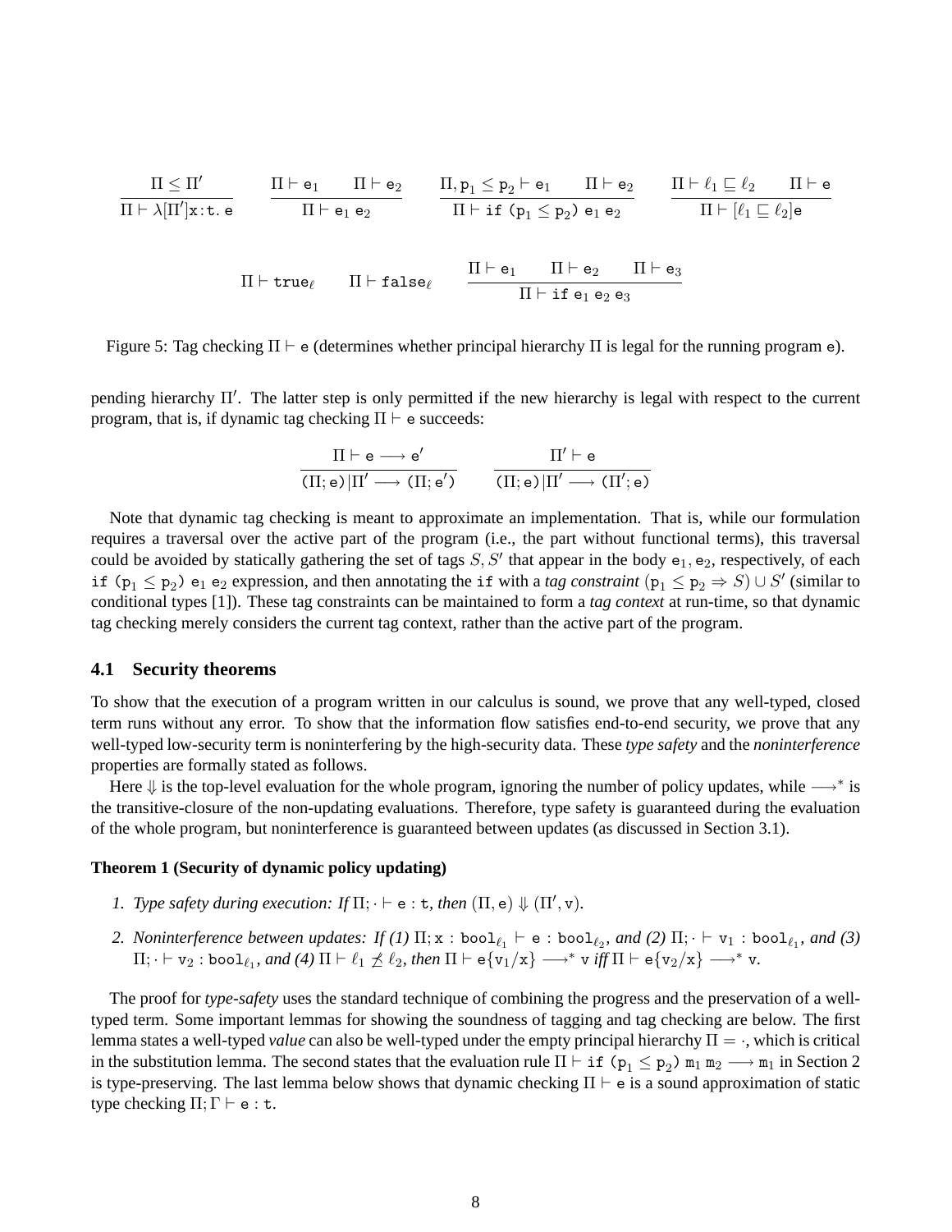$$\frac{\Pi \leq \Pi'}{\Pi \vdash \lambda[\Pi']\mathtt{x}\!:\!\mathtt{t}.\,\mathtt{e}} \qquad \frac{\Pi \vdash \mathtt{e}_1 \qquad \Pi \vdash \mathtt{e}_2}{\Pi \vdash \mathtt{e}_1\ \mathtt{e}_2} \qquad \frac{\Pi, \mathtt{p}_1 \leq \mathtt{p}_2 \vdash \mathtt{e}_1 \qquad \Pi \vdash \mathtt{e}_2}{\Pi \vdash \mathtt{if}\ (\mathtt{p}_1 \leq \mathtt{p}_2)\ \mathtt{e}_1\ \mathtt{e}_2} \qquad \frac{\Pi \vdash \ell_1 \sqsubseteq \ell_2 \qquad \Pi \vdash \mathtt{e}}{\Pi \vdash [\ell_1 \sqsubseteq \ell_2]\mathtt{e}}$$

$$\Pi \vdash \mathtt{true}_\ell \qquad \Pi \vdash \mathtt{false}_\ell \qquad \frac{\Pi \vdash \mathtt{e}_1 \qquad \Pi \vdash \mathtt{e}_2 \qquad \Pi \vdash \mathtt{e}_3}{\Pi \vdash \mathtt{if}\ \mathtt{e}_1\ \mathtt{e}_2\ \mathtt{e}_3}$$

Figure 5: Tag checking $\Pi \vdash \mathtt{e}$ (determines whether principal hierarchy $\Pi$ is legal for the running program $\mathtt{e}$).

pending hierarchy $\Pi'$. The latter step is only permitted if the new hierarchy is legal with respect to the current program, that is, if dynamic tag checking $\Pi \vdash \mathtt{e}$ succeeds:

$$\frac{\Pi \vdash \mathtt{e} \longrightarrow \mathtt{e}'}{(\Pi; \mathtt{e})\,|\Pi' \longrightarrow (\Pi; \mathtt{e}')} \qquad \frac{\Pi' \vdash \mathtt{e}}{(\Pi; \mathtt{e})\,|\Pi' \longrightarrow (\Pi'; \mathtt{e})}$$

Note that dynamic tag checking is meant to approximate an implementation. That is, while our formulation requires a traversal over the active part of the program (i.e., the part without functional terms), this traversal could be avoided by statically gathering the set of tags $S, S'$ that appear in the body $\mathtt{e}_1, \mathtt{e}_2$, respectively, of each $\mathtt{if}\ (\mathtt{p}_1 \leq \mathtt{p}_2)\ \mathtt{e}_1\ \mathtt{e}_2$ expression, and then annotating the $\mathtt{if}$ with a *tag constraint* $(\mathtt{p}_1 \leq \mathtt{p}_2 \Rightarrow S) \cup S'$ (similar to conditional types [1]). These tag constraints can be maintained to form a *tag context* at run-time, so that dynamic tag checking merely considers the current tag context, rather than the active part of the program.

### 4.1 Security theorems

To show that the execution of a program written in our calculus is sound, we prove that any well-typed, closed term runs without any error. To show that the information flow satisfies end-to-end security, we prove that any well-typed low-security term is noninterfering by the high-security data. These *type safety* and the *noninterference* properties are formally stated as follows.

Here $\Downarrow$ is the top-level evaluation for the whole program, ignoring the number of policy updates, while $\longrightarrow^*$ is the transitive-closure of the non-updating evaluations. Therefore, type safety is guaranteed during the evaluation of the whole program, but noninterference is guaranteed between updates (as discussed in Section 3.1).

**Theorem 1 (Security of dynamic policy updating)**

1. *Type safety during execution: If* $\Pi; \cdot \vdash \mathtt{e} : \mathtt{t}$, *then* $(\Pi, \mathtt{e}) \Downarrow (\Pi', \mathtt{v})$.
2. *Noninterference between updates: If (1)* $\Pi; \mathtt{x} : \mathtt{bool}_{\ell_1} \vdash \mathtt{e} : \mathtt{bool}_{\ell_2}$, *and (2)* $\Pi; \cdot \vdash \mathtt{v}_1 : \mathtt{bool}_{\ell_1}$, *and (3)* $\Pi; \cdot \vdash \mathtt{v}_2 : \mathtt{bool}_{\ell_1}$, *and (4)* $\Pi \vdash \ell_1 \not\sqsubseteq \ell_2$, *then* $\Pi \vdash \mathtt{e}\{\mathtt{v}_1/\mathtt{x}\} \longrightarrow^* \mathtt{v}$ *iff* $\Pi \vdash \mathtt{e}\{\mathtt{v}_2/\mathtt{x}\} \longrightarrow^* \mathtt{v}$.

The proof for *type-safety* uses the standard technique of combining the progress and the preservation of a well-typed term. Some important lemmas for showing the soundness of tagging and tag checking are below. The first lemma states a well-typed *value* can also be well-typed under the empty principal hierarchy $\Pi = \cdot$, which is critical in the substitution lemma. The second states that the evaluation rule $\Pi \vdash \mathtt{if}\ (\mathtt{p}_1 \leq \mathtt{p}_2)\ \mathtt{m}_1\ \mathtt{m}_2 \longrightarrow \mathtt{m}_1$ in Section 2 is type-preserving. The last lemma below shows that dynamic checking $\Pi \vdash \mathtt{e}$ is a sound approximation of static type checking $\Pi; \Gamma \vdash \mathtt{e} : \mathtt{t}$.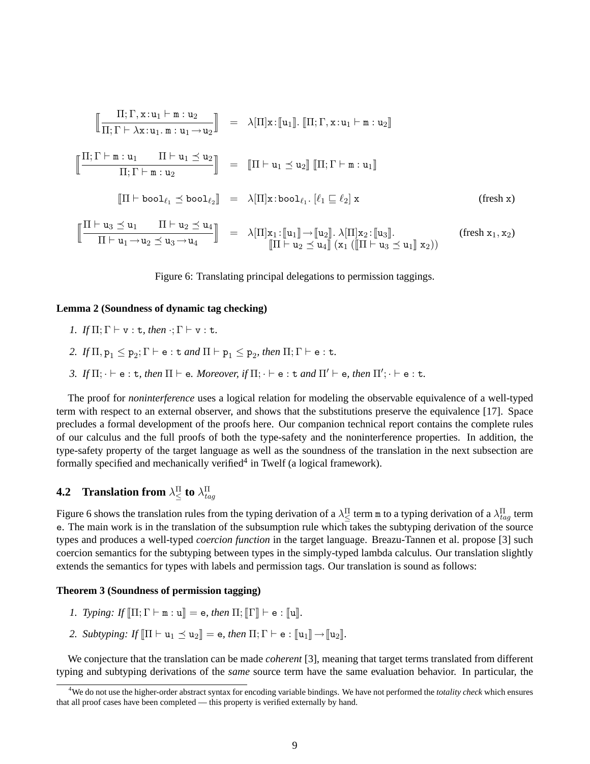$$\left[\!\!\left[\frac{\Pi;\Gamma,\mathtt{x}:\mathtt{u}_1\vdash\mathtt{m}:\mathtt{u}_2}{\Pi;\Gamma\vdash\lambda\mathtt{x}:\mathtt{u}_1.\,\mathtt{m}:\mathtt{u}_1\to\mathtt{u}_2}\right]\!\!\right] \;=\; \lambda[\Pi]\mathtt{x}:[\![\mathtt{u}_1]\!].\;[\![\Pi;\Gamma,\mathtt{x}:\mathtt{u}_1\vdash\mathtt{m}:\mathtt{u}_2]\!]$$

$$\left[\!\!\left[\frac{\Pi;\Gamma\vdash\mathtt{m}:\mathtt{u}_1 \qquad \Pi\vdash\mathtt{u}_1\preceq\mathtt{u}_2}{\Pi;\Gamma\vdash\mathtt{m}:\mathtt{u}_2}\right]\!\!\right] \;=\; [\![\Pi\vdash\mathtt{u}_1\preceq\mathtt{u}_2]\!]\;[\![\Pi;\Gamma\vdash\mathtt{m}:\mathtt{u}_1]\!]$$

$$[\![\Pi\vdash\mathtt{bool}_{\ell_1}\preceq\mathtt{bool}_{\ell_2}]\!] \;=\; \lambda[\Pi]\mathtt{x}:\mathtt{bool}_{\ell_1}.\;[\ell_1\sqsubseteq\ell_2]\;\mathtt{x} \qquad \text{(fresh x)}$$

$$\left[\!\!\left[\frac{\Pi\vdash\mathtt{u}_3\preceq\mathtt{u}_1 \qquad \Pi\vdash\mathtt{u}_2\preceq\mathtt{u}_4}{\Pi\vdash\mathtt{u}_1\to\mathtt{u}_2\preceq\mathtt{u}_3\to\mathtt{u}_4}\right]\!\!\right] \;=\; \lambda[\Pi]\mathtt{x}_1:[\![\mathtt{u}_1]\!]\to[\![\mathtt{u}_2]\!].\;\lambda[\Pi]\mathtt{x}_2:[\![\mathtt{u}_3]\!].\;[\![\Pi\vdash\mathtt{u}_2\preceq\mathtt{u}_4]\!]\;(\mathtt{x}_1\;([\![\Pi\vdash\mathtt{u}_3\preceq\mathtt{u}_1]\!]\;\mathtt{x}_2)) \qquad \text{(fresh } \mathtt{x}_1,\mathtt{x}_2\text{)}$$

Figure 6: Translating principal delegations to permission taggings.

**Lemma 2 (Soundness of dynamic tag checking)**

1. *If* $\Pi;\Gamma\vdash\mathtt{v}:\mathtt{t}$, *then* $\cdot;\Gamma\vdash\mathtt{v}:\mathtt{t}$.
2. *If* $\Pi,\mathtt{p}_1\leq\mathtt{p}_2;\Gamma\vdash\mathtt{e}:\mathtt{t}$ *and* $\Pi\vdash\mathtt{p}_1\leq\mathtt{p}_2$, *then* $\Pi;\Gamma\vdash\mathtt{e}:\mathtt{t}$.
3. *If* $\Pi;\cdot\vdash\mathtt{e}:\mathtt{t}$, *then* $\Pi\vdash\mathtt{e}$. *Moreover, if* $\Pi;\cdot\vdash\mathtt{e}:\mathtt{t}$ *and* $\Pi'\vdash\mathtt{e}$, *then* $\Pi';\cdot\vdash\mathtt{e}:\mathtt{t}$.

The proof for *noninterference* uses a logical relation for modeling the observable equivalence of a well-typed term with respect to an external observer, and shows that the substitutions preserve the equivalence [17]. Space precludes a formal development of the proofs here. Our companion technical report contains the complete rules of our calculus and the full proofs of both the type-safety and the noninterference properties. In addition, the type-safety property of the target language as well as the soundness of the translation in the next subsection are formally specified and mechanically verified[4] in Twelf (a logical framework).

## 4.2 Translation from $\lambda^{\Pi}_{\leq}$ to $\lambda^{\Pi}_{tag}$

Figure 6 shows the translation rules from the typing derivation of a $\lambda^{\Pi}_{\leq}$ term m to a typing derivation of a $\lambda^{\Pi}_{tag}$ term e. The main work is in the translation of the subsumption rule which takes the subtyping derivation of the source types and produces a well-typed *coercion function* in the target language. Breazu-Tannen et al. propose [3] such coercion semantics for the subtyping between types in the simply-typed lambda calculus. Our translation slightly extends the semantics for types with labels and permission tags. Our translation is sound as follows:

**Theorem 3 (Soundness of permission tagging)**

1. *Typing: If* $[\![\Pi;\Gamma\vdash\mathtt{m}:\mathtt{u}]\!]=\mathtt{e}$, *then* $\Pi;[\![\Gamma]\!]\vdash\mathtt{e}:[\![\mathtt{u}]\!]$.
2. *Subtyping: If* $[\![\Pi\vdash\mathtt{u}_1\preceq\mathtt{u}_2]\!]=\mathtt{e}$, *then* $\Pi;\Gamma\vdash\mathtt{e}:[\![\mathtt{u}_1]\!]\to[\![\mathtt{u}_2]\!]$.

We conjecture that the translation can be made *coherent* [3], meaning that target terms translated from different typing and subtyping derivations of the *same* source term have the same evaluation behavior. In particular, the

[4] We do not use the higher-order abstract syntax for encoding variable bindings. We have not performed the *totality check* which ensures that all proof cases have been completed — this property is verified externally by hand.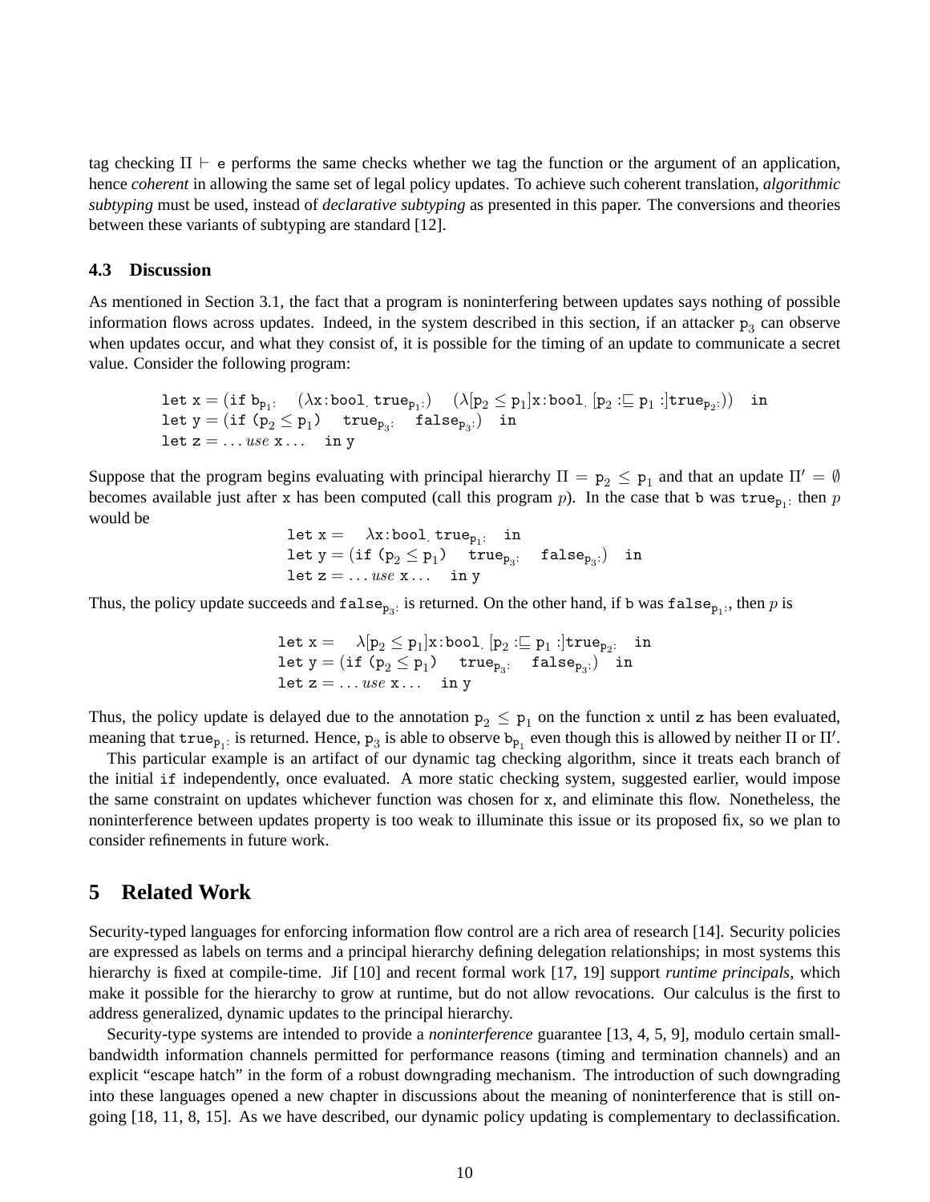tag checking $\Pi \vdash \mathtt{e}$ performs the same checks whether we tag the function or the argument of an application, hence *coherent* in allowing the same set of legal policy updates. To achieve such coherent translation, *algorithmic subtyping* must be used, instead of *declarative subtyping* as presented in this paper. The conversions and theories between these variants of subtyping are standard [12].

### 4.3 Discussion

As mentioned in Section 3.1, the fact that a program is noninterfering between updates says nothing of possible information flows across updates. Indeed, in the system described in this section, if an attacker $\mathtt{p}_3$ can observe when updates occur, and what they consist of, it is possible for the timing of an update to communicate a secret value. Consider the following program:

$$\begin{array}{l}\mathtt{let}\ \mathtt{x} = (\mathtt{if}\ \mathtt{b}_{\mathtt{p}_1:}\quad (\lambda \mathtt{x}{:}\mathtt{bool}_{\cdot}\ \mathtt{true}_{\mathtt{p}_1:})\quad (\lambda[\mathtt{p}_2 \leq \mathtt{p}_1]\mathtt{x}{:}\mathtt{bool}_{\cdot}\ [\mathtt{p}_2 :\sqsubseteq \mathtt{p}_1 :]\mathtt{true}_{\mathtt{p}_2:}))\quad \mathtt{in}\\ \mathtt{let}\ \mathtt{y} = (\mathtt{if}\ (\mathtt{p}_2 \leq \mathtt{p}_1)\quad \mathtt{true}_{\mathtt{p}_3:}\quad \mathtt{false}_{\mathtt{p}_3:})\quad \mathtt{in}\\ \mathtt{let}\ \mathtt{z} = \ldots \mathit{use}\ \mathtt{x} \ldots\quad \mathtt{in}\ \mathtt{y}\end{array}$$

Suppose that the program begins evaluating with principal hierarchy $\Pi = \mathtt{p}_2 \leq \mathtt{p}_1$ and that an update $\Pi' = \emptyset$ becomes available just after x has been computed (call this program $p$). In the case that b was $\mathtt{true}_{\mathtt{p}_1:}$ then $p$ would be

$$\begin{array}{l}\mathtt{let}\ \mathtt{x} = \quad \lambda \mathtt{x}{:}\mathtt{bool}_{\cdot}\ \mathtt{true}_{\mathtt{p}_1:}\quad \mathtt{in}\\ \mathtt{let}\ \mathtt{y} = (\mathtt{if}\ (\mathtt{p}_2 \leq \mathtt{p}_1)\quad \mathtt{true}_{\mathtt{p}_3:}\quad \mathtt{false}_{\mathtt{p}_3:})\quad \mathtt{in}\\ \mathtt{let}\ \mathtt{z} = \ldots \mathit{use}\ \mathtt{x} \ldots\quad \mathtt{in}\ \mathtt{y}\end{array}$$

Thus, the policy update succeeds and $\mathtt{false}_{\mathtt{p}_3:}$ is returned. On the other hand, if b was $\mathtt{false}_{\mathtt{p}_1:}$, then $p$ is

$$\begin{array}{l}\mathtt{let}\ \mathtt{x} = \quad \lambda[\mathtt{p}_2 \leq \mathtt{p}_1]\mathtt{x}{:}\mathtt{bool}_{\cdot}\ [\mathtt{p}_2 :\sqsubseteq \mathtt{p}_1 :]\mathtt{true}_{\mathtt{p}_2:}\quad \mathtt{in}\\ \mathtt{let}\ \mathtt{y} = (\mathtt{if}\ (\mathtt{p}_2 \leq \mathtt{p}_1)\quad \mathtt{true}_{\mathtt{p}_3:}\quad \mathtt{false}_{\mathtt{p}_3:})\quad \mathtt{in}\\ \mathtt{let}\ \mathtt{z} = \ldots \mathit{use}\ \mathtt{x} \ldots\quad \mathtt{in}\ \mathtt{y}\end{array}$$

Thus, the policy update is delayed due to the annotation $\mathtt{p}_2 \leq \mathtt{p}_1$ on the function x until z has been evaluated, meaning that $\mathtt{true}_{\mathtt{p}_1:}$ is returned. Hence, $\mathtt{p}_3$ is able to observe $\mathtt{b}_{\mathtt{p}_1}$ even though this is allowed by neither $\Pi$ or $\Pi'$.

This particular example is an artifact of our dynamic tag checking algorithm, since it treats each branch of the initial if independently, once evaluated. A more static checking system, suggested earlier, would impose the same constraint on updates whichever function was chosen for x, and eliminate this flow. Nonetheless, the noninterference between updates property is too weak to illuminate this issue or its proposed fix, so we plan to consider refinements in future work.

## 5 Related Work

Security-typed languages for enforcing information flow control are a rich area of research [14]. Security policies are expressed as labels on terms and a principal hierarchy defining delegation relationships; in most systems this hierarchy is fixed at compile-time. Jif [10] and recent formal work [17, 19] support *runtime principals*, which make it possible for the hierarchy to grow at runtime, but do not allow revocations. Our calculus is the first to address generalized, dynamic updates to the principal hierarchy.

Security-type systems are intended to provide a *noninterference* guarantee [13, 4, 5, 9], modulo certain small-bandwidth information channels permitted for performance reasons (timing and termination channels) and an explicit "escape hatch" in the form of a robust downgrading mechanism. The introduction of such downgrading into these languages opened a new chapter in discussions about the meaning of noninterference that is still ongoing [18, 11, 8, 15]. As we have described, our dynamic policy updating is complementary to declassification.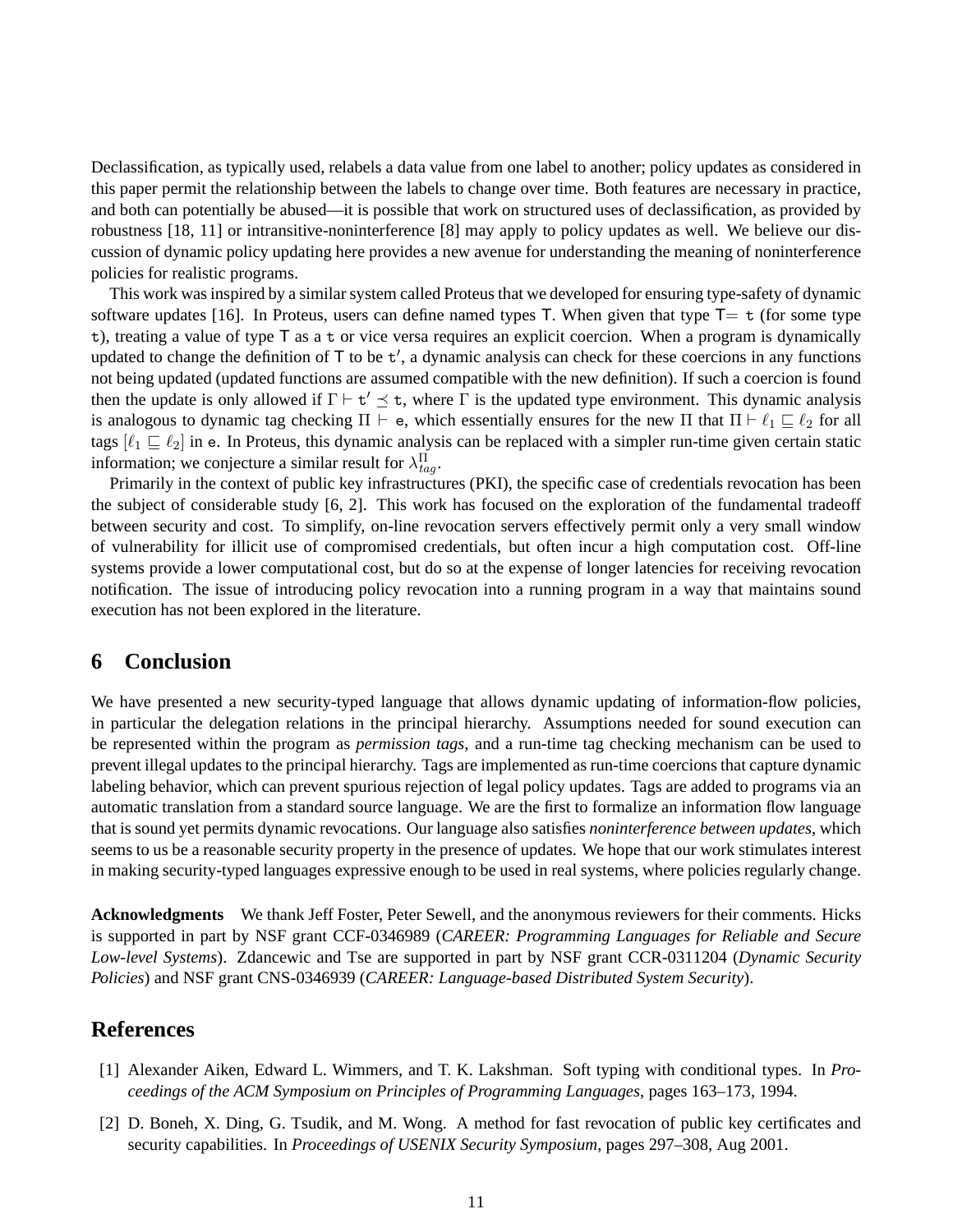Declassification, as typically used, relabels a data value from one label to another; policy updates as considered in this paper permit the relationship between the labels to change over time. Both features are necessary in practice, and both can potentially be abused—it is possible that work on structured uses of declassification, as provided by robustness [18, 11] or intransitive-noninterference [8] may apply to policy updates as well. We believe our discussion of dynamic policy updating here provides a new avenue for understanding the meaning of noninterference policies for realistic programs.

This work was inspired by a similar system called Proteus that we developed for ensuring type-safety of dynamic software updates [16]. In Proteus, users can define named types $\mathsf{T}$. When given that type $\mathsf{T}= \mathtt{t}$ (for some type $\mathtt{t}$), treating a value of type $\mathsf{T}$ as a $\mathtt{t}$ or vice versa requires an explicit coercion. When a program is dynamically updated to change the definition of $\mathsf{T}$ to be $\mathtt{t}'$, a dynamic analysis can check for these coercions in any functions not being updated (updated functions are assumed compatible with the new definition). If such a coercion is found then the update is only allowed if $\Gamma \vdash \mathtt{t}' \preceq \mathtt{t}$, where $\Gamma$ is the updated type environment. This dynamic analysis is analogous to dynamic tag checking $\Pi \vdash \mathtt{e}$, which essentially ensures for the new $\Pi$ that $\Pi \vdash \ell_1 \sqsubseteq \ell_2$ for all tags $[\ell_1 \sqsubseteq \ell_2]$ in $\mathtt{e}$. In Proteus, this dynamic analysis can be replaced with a simpler run-time given certain static information; we conjecture a similar result for $\lambda^{\Pi}_{tag}$.

Primarily in the context of public key infrastructures (PKI), the specific case of credentials revocation has been the subject of considerable study [6, 2]. This work has focused on the exploration of the fundamental tradeoff between security and cost. To simplify, on-line revocation servers effectively permit only a very small window of vulnerability for illicit use of compromised credentials, but often incur a high computation cost. Off-line systems provide a lower computational cost, but do so at the expense of longer latencies for receiving revocation notification. The issue of introducing policy revocation into a running program in a way that maintains sound execution has not been explored in the literature.

## 6 Conclusion

We have presented a new security-typed language that allows dynamic updating of information-flow policies, in particular the delegation relations in the principal hierarchy. Assumptions needed for sound execution can be represented within the program as *permission tags*, and a run-time tag checking mechanism can be used to prevent illegal updates to the principal hierarchy. Tags are implemented as run-time coercions that capture dynamic labeling behavior, which can prevent spurious rejection of legal policy updates. Tags are added to programs via an automatic translation from a standard source language. We are the first to formalize an information flow language that is sound yet permits dynamic revocations. Our language also satisfies *noninterference between updates*, which seems to us be a reasonable security property in the presence of updates. We hope that our work stimulates interest in making security-typed languages expressive enough to be used in real systems, where policies regularly change.

**Acknowledgments** We thank Jeff Foster, Peter Sewell, and the anonymous reviewers for their comments. Hicks is supported in part by NSF grant CCF-0346989 (*CAREER: Programming Languages for Reliable and Secure Low-level Systems*). Zdancewic and Tse are supported in part by NSF grant CCR-0311204 (*Dynamic Security Policies*) and NSF grant CNS-0346939 (*CAREER: Language-based Distributed System Security*).

## References

[1] Alexander Aiken, Edward L. Wimmers, and T. K. Lakshman. Soft typing with conditional types. In *Proceedings of the ACM Symposium on Principles of Programming Languages*, pages 163–173, 1994.

[2] D. Boneh, X. Ding, G. Tsudik, and M. Wong. A method for fast revocation of public key certificates and security capabilities. In *Proceedings of USENIX Security Symposium*, pages 297–308, Aug 2001.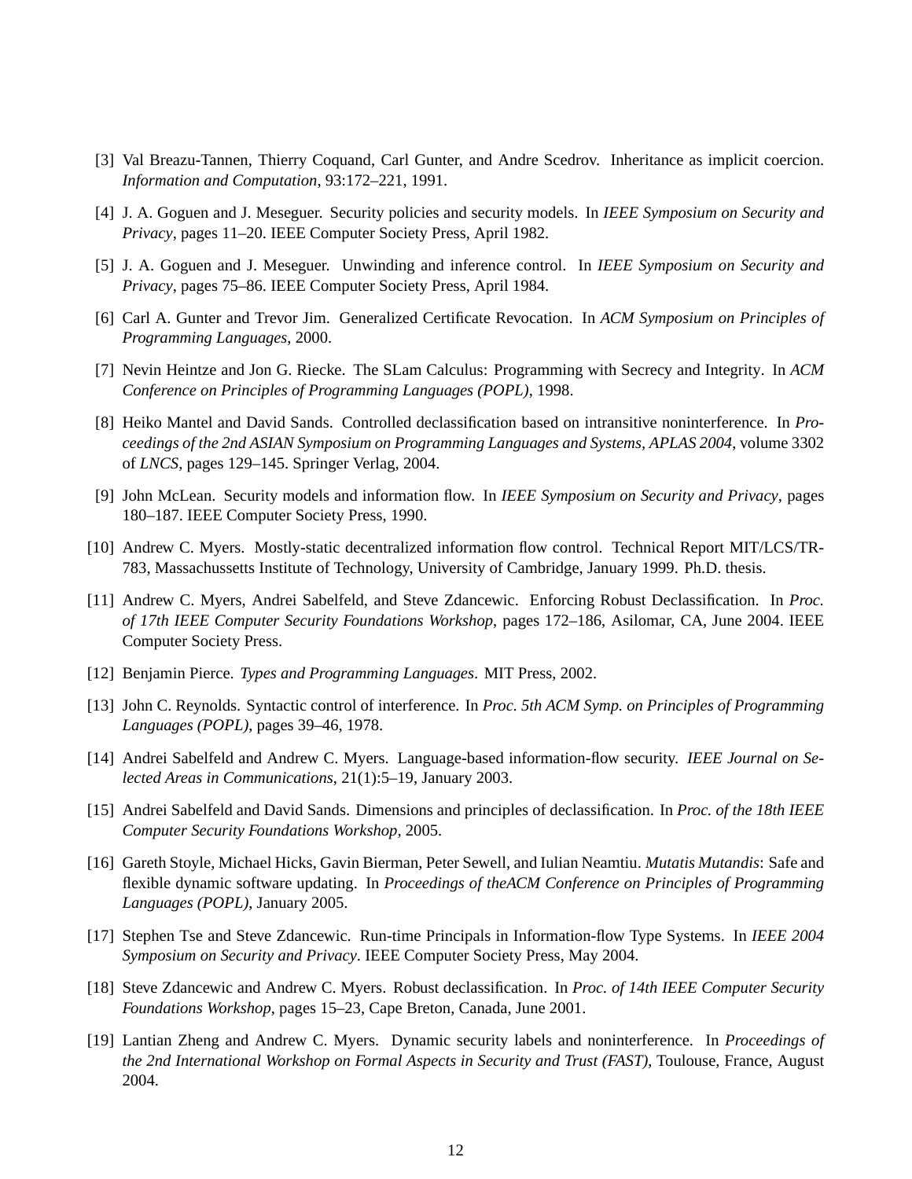[3] Val Breazu-Tannen, Thierry Coquand, Carl Gunter, and Andre Scedrov. Inheritance as implicit coercion. *Information and Computation*, 93:172–221, 1991.

[4] J. A. Goguen and J. Meseguer. Security policies and security models. In *IEEE Symposium on Security and Privacy*, pages 11–20. IEEE Computer Society Press, April 1982.

[5] J. A. Goguen and J. Meseguer. Unwinding and inference control. In *IEEE Symposium on Security and Privacy*, pages 75–86. IEEE Computer Society Press, April 1984.

[6] Carl A. Gunter and Trevor Jim. Generalized Certificate Revocation. In *ACM Symposium on Principles of Programming Languages*, 2000.

[7] Nevin Heintze and Jon G. Riecke. The SLam Calculus: Programming with Secrecy and Integrity. In *ACM Conference on Principles of Programming Languages (POPL)*, 1998.

[8] Heiko Mantel and David Sands. Controlled declassification based on intransitive noninterference. In *Proceedings of the 2nd ASIAN Symposium on Programming Languages and Systems, APLAS 2004*, volume 3302 of *LNCS*, pages 129–145. Springer Verlag, 2004.

[9] John McLean. Security models and information flow. In *IEEE Symposium on Security and Privacy*, pages 180–187. IEEE Computer Society Press, 1990.

[10] Andrew C. Myers. Mostly-static decentralized information flow control. Technical Report MIT/LCS/TR-783, Massachussetts Institute of Technology, University of Cambridge, January 1999. Ph.D. thesis.

[11] Andrew C. Myers, Andrei Sabelfeld, and Steve Zdancewic. Enforcing Robust Declassification. In *Proc. of 17th IEEE Computer Security Foundations Workshop*, pages 172–186, Asilomar, CA, June 2004. IEEE Computer Society Press.

[12] Benjamin Pierce. *Types and Programming Languages*. MIT Press, 2002.

[13] John C. Reynolds. Syntactic control of interference. In *Proc. 5th ACM Symp. on Principles of Programming Languages (POPL)*, pages 39–46, 1978.

[14] Andrei Sabelfeld and Andrew C. Myers. Language-based information-flow security. *IEEE Journal on Selected Areas in Communications*, 21(1):5–19, January 2003.

[15] Andrei Sabelfeld and David Sands. Dimensions and principles of declassification. In *Proc. of the 18th IEEE Computer Security Foundations Workshop*, 2005.

[16] Gareth Stoyle, Michael Hicks, Gavin Bierman, Peter Sewell, and Iulian Neamtiu. *Mutatis Mutandis*: Safe and flexible dynamic software updating. In *Proceedings of theACM Conference on Principles of Programming Languages (POPL)*, January 2005.

[17] Stephen Tse and Steve Zdancewic. Run-time Principals in Information-flow Type Systems. In *IEEE 2004 Symposium on Security and Privacy*. IEEE Computer Society Press, May 2004.

[18] Steve Zdancewic and Andrew C. Myers. Robust declassification. In *Proc. of 14th IEEE Computer Security Foundations Workshop*, pages 15–23, Cape Breton, Canada, June 2001.

[19] Lantian Zheng and Andrew C. Myers. Dynamic security labels and noninterference. In *Proceedings of the 2nd International Workshop on Formal Aspects in Security and Trust (FAST)*, Toulouse, France, August 2004.